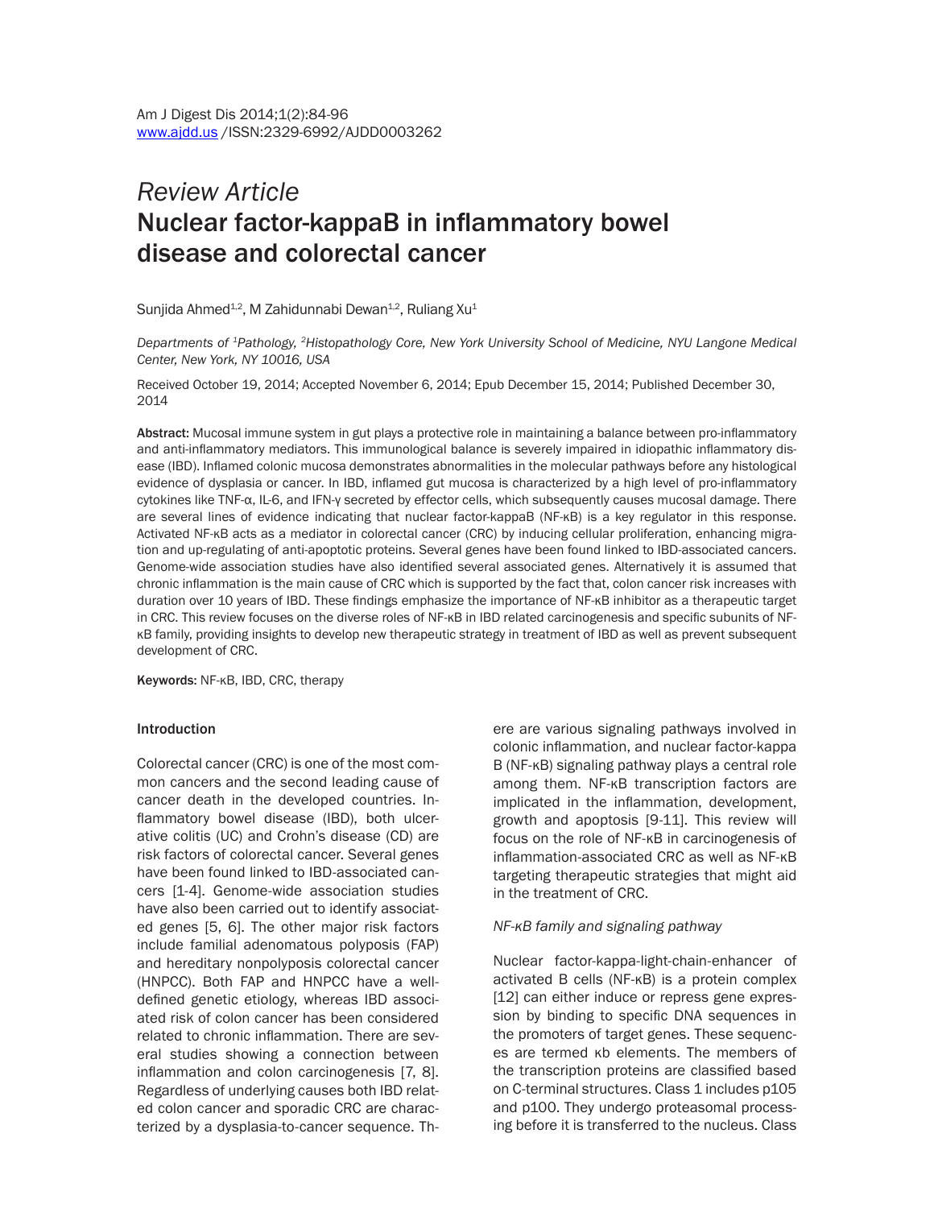*Review Article*

# Nuclear factor-kappaB in inflammatory bowel disease and colorectal cancer

Sunjida Ahmed[1,2], M Zahidunnabi Dewan[1,2], Ruliang Xu[1]

*Departments of [1]Pathology, [2]Histopathology Core, New York University School of Medicine, NYU Langone Medical Center, New York, NY 10016, USA*

Received October 19, 2014; Accepted November 6, 2014; Epub December 15, 2014; Published December 30, 2014

**Abstract:** Mucosal immune system in gut plays a protective role in maintaining a balance between pro-inflammatory and anti-inflammatory mediators. This immunological balance is severely impaired in idiopathic inflammatory disease (IBD). Inflamed colonic mucosa demonstrates abnormalities in the molecular pathways before any histological evidence of dysplasia or cancer. In IBD, inflamed gut mucosa is characterized by a high level of pro-inflammatory cytokines like TNF-α, IL-6, and IFN-γ secreted by effector cells, which subsequently causes mucosal damage. There are several lines of evidence indicating that nuclear factor-kappaB (NF-κB) is a key regulator in this response. Activated NF-κB acts as a mediator in colorectal cancer (CRC) by inducing cellular proliferation, enhancing migration and up-regulating of anti-apoptotic proteins. Several genes have been found linked to IBD-associated cancers. Genome-wide association studies have also identified several associated genes. Alternatively it is assumed that chronic inflammation is the main cause of CRC which is supported by the fact that, colon cancer risk increases with duration over 10 years of IBD. These findings emphasize the importance of NF-κB inhibitor as a therapeutic target in CRC. This review focuses on the diverse roles of NF-κB in IBD related carcinogenesis and specific subunits of NF-κB family, providing insights to develop new therapeutic strategy in treatment of IBD as well as prevent subsequent development of CRC.

**Keywords:** NF-κB, IBD, CRC, therapy

## Introduction

Colorectal cancer (CRC) is one of the most common cancers and the second leading cause of cancer death in the developed countries. Inflammatory bowel disease (IBD), both ulcerative colitis (UC) and Crohn's disease (CD) are risk factors of colorectal cancer. Several genes have been found linked to IBD-associated cancers [1-4]. Genome-wide association studies have also been carried out to identify associated genes [5, 6]. The other major risk factors include familial adenomatous polyposis (FAP) and hereditary nonpolyposis colorectal cancer (HNPCC). Both FAP and HNPCC have a well-defined genetic etiology, whereas IBD associated risk of colon cancer has been considered related to chronic inflammation. There are several studies showing a connection between inflammation and colon carcinogenesis [7, 8]. Regardless of underlying causes both IBD related colon cancer and sporadic CRC are characterized by a dysplasia-to-cancer sequence. There are various signaling pathways involved in colonic inflammation, and nuclear factor-kappa B (NF-κB) signaling pathway plays a central role among them. NF-κB transcription factors are implicated in the inflammation, development, growth and apoptosis [9-11]. This review will focus on the role of NF-κB in carcinogenesis of inflammation-associated CRC as well as NF-κB targeting therapeutic strategies that might aid in the treatment of CRC.

### *NF-κB family and signaling pathway*

Nuclear factor-kappa-light-chain-enhancer of activated B cells (NF-κB) is a protein complex [12] can either induce or repress gene expression by binding to specific DNA sequences in the promoters of target genes. These sequences are termed κb elements. The members of the transcription proteins are classified based on C-terminal structures. Class 1 includes p105 and p100. They undergo proteasomal processing before it is transferred to the nucleus. Class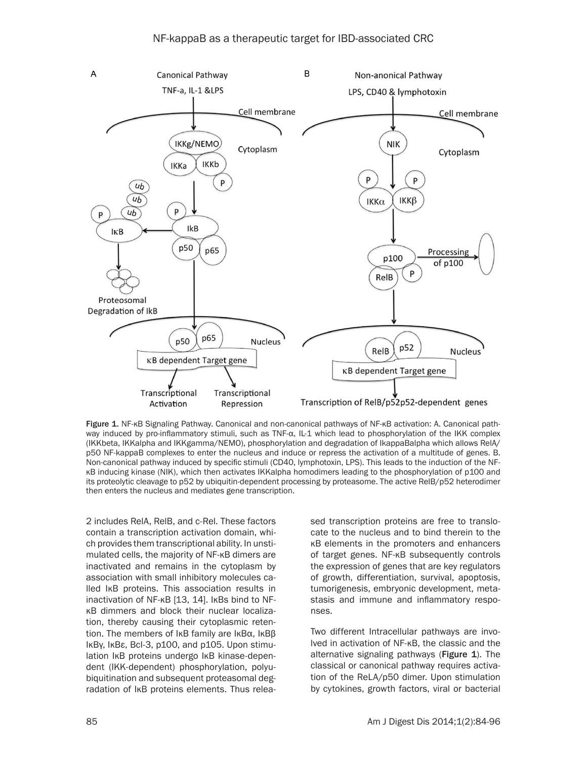Figure 1. NF-κB Signaling Pathway. Canonical and non-canonical pathways of NF-κB activation: A. Canonical pathway induced by pro-inflammatory stimuli, such as TNF-α, IL-1 which lead to phosphorylation of the IKK complex (IKKbeta, IKKalpha and IKKgamma/NEMO), phosphorylation and degradation of IkappaBalpha which allows RelA/p50 NF-kappaB complexes to enter the nucleus and induce or repress the activation of a multitude of genes. B. Non-canonical pathway induced by specific stimuli (CD40, lymphotoxin, LPS). This leads to the induction of the NF-κB inducing kinase (NIK), which then activates IKKalpha homodimers leading to the phosphorylation of p100 and its proteolytic cleavage to p52 by ubiquitin-dependent processing by proteasome. The active RelB/p52 heterodimer then enters the nucleus and mediates gene transcription.

2 includes RelA, RelB, and c-Rel. These factors contain a transcription activation domain, which provides them transcriptional ability. In unstimulated cells, the majority of NF-κB dimers are inactivated and remains in the cytoplasm by association with small inhibitory molecules called IκB proteins. This association results in inactivation of NF-κB [13, 14]. IκBs bind to NF-κB dimmers and block their nuclear localization, thereby causing their cytoplasmic retention. The members of IκB family are IκBα, IκBβ IκBγ, IκBε, Bcl-3, p100, and p105. Upon stimulation IκB proteins undergo IκB kinase-dependent (IKK-dependent) phosphorylation, polyubiquitination and subsequent proteasomal degradation of IκB proteins elements. Thus released transcription proteins are free to translocate to the nucleus and to bind therein to the κB elements in the promoters and enhancers of target genes. NF-κB subsequently controls the expression of genes that are key regulators of growth, differentiation, survival, apoptosis, tumorigenesis, embryonic development, metastasis and immune and inflammatory responses.

Two different Intracellular pathways are involved in activation of NF-κB, the classic and the alternative signaling pathways (**Figure 1**). The classical or canonical pathway requires activation of the ReLA/p50 dimer. Upon stimulation by cytokines, growth factors, viral or bacterial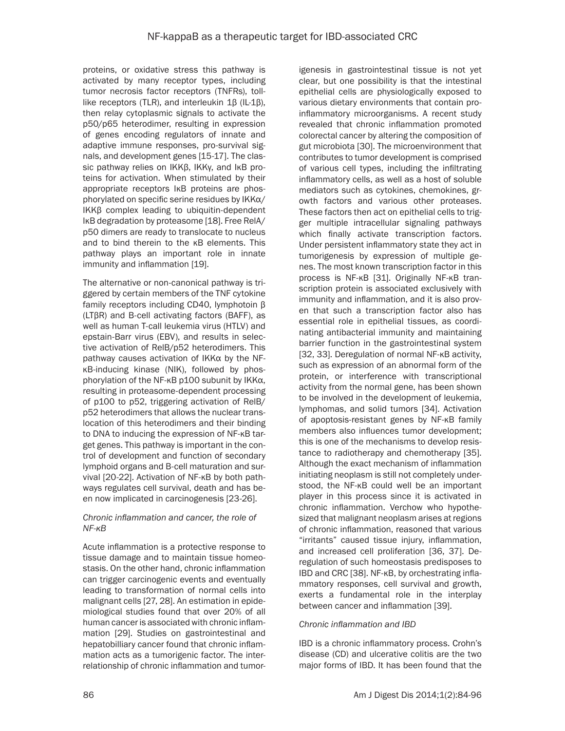proteins, or oxidative stress this pathway is activated by many receptor types, including tumor necrosis factor receptors (TNFRs), toll-like receptors (TLR), and interleukin 1β (IL-1β), then relay cytoplasmic signals to activate the p50/p65 heterodimer, resulting in expression of genes encoding regulators of innate and adaptive immune responses, pro-survival signals, and development genes [15-17]. The classic pathway relies on IKKβ, IKKγ, and IκB proteins for activation. When stimulated by their appropriate receptors IκB proteins are phosphorylated on specific serine residues by IKKα/IKKβ complex leading to ubiquitin-dependent IκB degradation by proteasome [18]. Free RelA/p50 dimers are ready to translocate to nucleus and to bind therein to the κB elements. This pathway plays an important role in innate immunity and inflammation [19].

The alternative or non-canonical pathway is triggered by certain members of the TNF cytokine family receptors including CD40, lymphotoin β (LTβR) and B-cell activating factors (BAFF), as well as human T-call leukemia virus (HTLV) and epstain-Barr virus (EBV), and results in selective activation of RelB/p52 heterodimers. This pathway causes activation of IKKα by the NF-κB-inducing kinase (NIK), followed by phosphorylation of the NF-κB p100 subunit by IKKα, resulting in proteasome-dependent processing of p100 to p52, triggering activation of RelB/p52 heterodimers that allows the nuclear translocation of this heterodimers and their binding to DNA to inducing the expression of NF-κB target genes. This pathway is important in the control of development and function of secondary lymphoid organs and B-cell maturation and survival [20-22]. Activation of NF-κB by both pathways regulates cell survival, death and has been now implicated in carcinogenesis [23-26].

### *Chronic inflammation and cancer, the role of NF-κB*

Acute inflammation is a protective response to tissue damage and to maintain tissue homeostasis. On the other hand, chronic inflammation can trigger carcinogenic events and eventually leading to transformation of normal cells into malignant cells [27, 28]. An estimation in epidemiological studies found that over 20% of all human cancer is associated with chronic inflammation [29]. Studies on gastrointestinal and hepatobilliary cancer found that chronic inflammation acts as a tumorigenic factor. The interrelationship of chronic inflammation and tumorigenesis in gastrointestinal tissue is not yet clear, but one possibility is that the intestinal epithelial cells are physiologically exposed to various dietary environments that contain pro-inflammatory microorganisms. A recent study revealed that chronic inflammation promoted colorectal cancer by altering the composition of gut microbiota [30]. The microenvironment that contributes to tumor development is comprised of various cell types, including the infiltrating inflammatory cells, as well as a host of soluble mediators such as cytokines, chemokines, growth factors and various other proteases. These factors then act on epithelial cells to trigger multiple intracellular signaling pathways which finally activate transcription factors. Under persistent inflammatory state they act in tumorigenesis by expression of multiple genes. The most known transcription factor in this process is NF-κB [31]. Originally NF-κB transcription protein is associated exclusively with immunity and inflammation, and it is also proven that such a transcription factor also has essential role in epithelial tissues, as coordinating antibacterial immunity and maintaining barrier function in the gastrointestinal system [32, 33]. Deregulation of normal NF-κB activity, such as expression of an abnormal form of the protein, or interference with transcriptional activity from the normal gene, has been shown to be involved in the development of leukemia, lymphomas, and solid tumors [34]. Activation of apoptosis-resistant genes by NF-κB family members also influences tumor development; this is one of the mechanisms to develop resistance to radiotherapy and chemotherapy [35]. Although the exact mechanism of inflammation initiating neoplasm is still not completely understood, the NF-κB could well be an important player in this process since it is activated in chronic inflammation. Verchow who hypothesized that malignant neoplasm arises at regions of chronic inflammation, reasoned that various "irritants" caused tissue injury, inflammation, and increased cell proliferation [36, 37]. Deregulation of such homeostasis predisposes to IBD and CRC [38]. NF-κB, by orchestrating inflammatory responses, cell survival and growth, exerts a fundamental role in the interplay between cancer and inflammation [39].

### *Chronic inflammation and IBD*

IBD is a chronic inflammatory process. Crohn's disease (CD) and ulcerative colitis are the two major forms of IBD. It has been found that the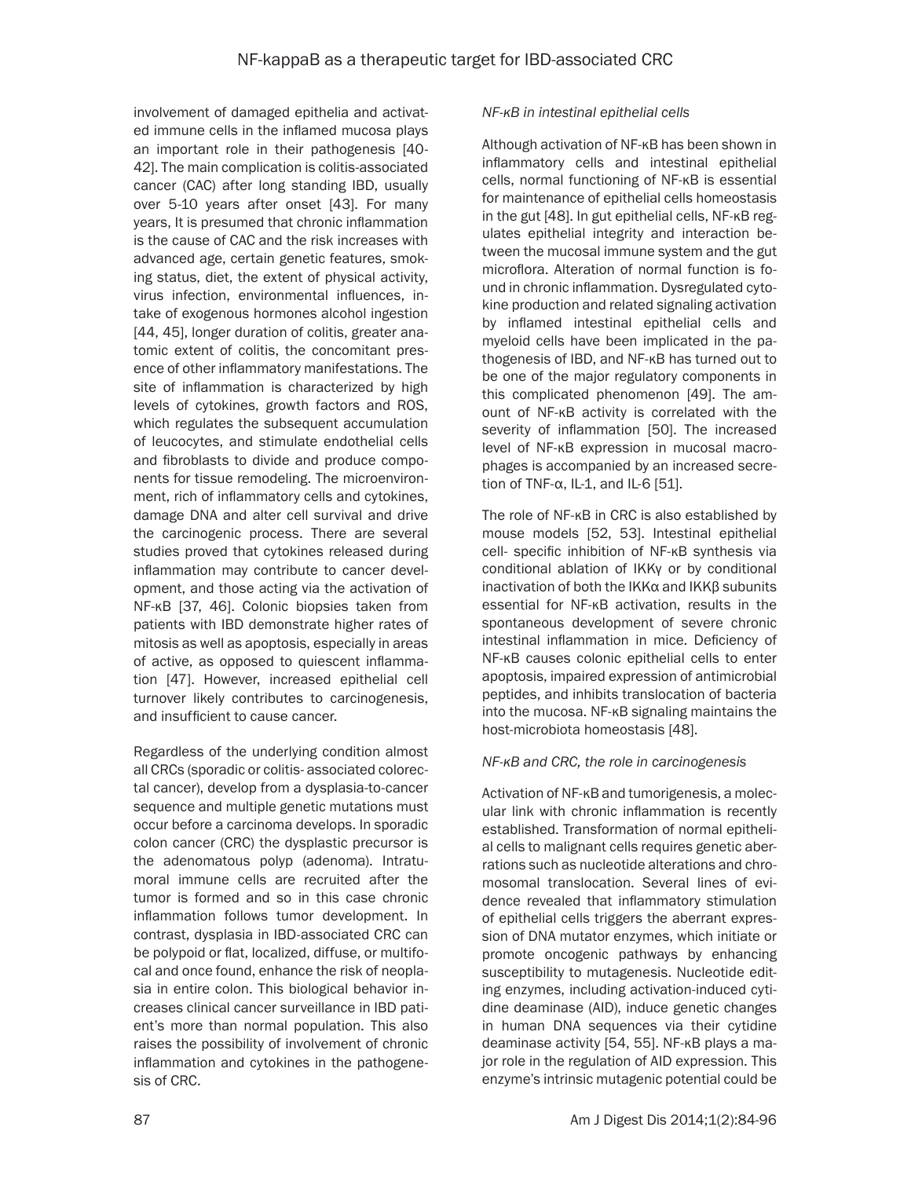involvement of damaged epithelia and activated immune cells in the inflamed mucosa plays an important role in their pathogenesis [40-42]. The main complication is colitis-associated cancer (CAC) after long standing IBD, usually over 5-10 years after onset [43]. For many years, It is presumed that chronic inflammation is the cause of CAC and the risk increases with advanced age, certain genetic features, smoking status, diet, the extent of physical activity, virus infection, environmental influences, intake of exogenous hormones alcohol ingestion [44, 45], longer duration of colitis, greater anatomic extent of colitis, the concomitant presence of other inflammatory manifestations. The site of inflammation is characterized by high levels of cytokines, growth factors and ROS, which regulates the subsequent accumulation of leucocytes, and stimulate endothelial cells and fibroblasts to divide and produce components for tissue remodeling. The microenvironment, rich of inflammatory cells and cytokines, damage DNA and alter cell survival and drive the carcinogenic process. There are several studies proved that cytokines released during inflammation may contribute to cancer development, and those acting via the activation of NF-κB [37, 46]. Colonic biopsies taken from patients with IBD demonstrate higher rates of mitosis as well as apoptosis, especially in areas of active, as opposed to quiescent inflammation [47]. However, increased epithelial cell turnover likely contributes to carcinogenesis, and insufficient to cause cancer.

Regardless of the underlying condition almost all CRCs (sporadic or colitis- associated colorectal cancer), develop from a dysplasia-to-cancer sequence and multiple genetic mutations must occur before a carcinoma develops. In sporadic colon cancer (CRC) the dysplastic precursor is the adenomatous polyp (adenoma). Intratumoral immune cells are recruited after the tumor is formed and so in this case chronic inflammation follows tumor development. In contrast, dysplasia in IBD-associated CRC can be polypoid or flat, localized, diffuse, or multifocal and once found, enhance the risk of neoplasia in entire colon. This biological behavior increases clinical cancer surveillance in IBD patient's more than normal population. This also raises the possibility of involvement of chronic inflammation and cytokines in the pathogenesis of CRC.

*NF-κB in intestinal epithelial cells*

Although activation of NF-κB has been shown in inflammatory cells and intestinal epithelial cells, normal functioning of NF-κB is essential for maintenance of epithelial cells homeostasis in the gut [48]. In gut epithelial cells, NF-κB regulates epithelial integrity and interaction between the mucosal immune system and the gut microflora. Alteration of normal function is found in chronic inflammation. Dysregulated cytokine production and related signaling activation by inflamed intestinal epithelial cells and myeloid cells have been implicated in the pathogenesis of IBD, and NF-κB has turned out to be one of the major regulatory components in this complicated phenomenon [49]. The amount of NF-κB activity is correlated with the severity of inflammation [50]. The increased level of NF-κB expression in mucosal macrophages is accompanied by an increased secretion of TNF-α, IL-1, and IL-6 [51].

The role of NF-κB in CRC is also established by mouse models [52, 53]. Intestinal epithelial cell- specific inhibition of NF-κB synthesis via conditional ablation of IKKγ or by conditional inactivation of both the IKKα and IKKβ subunits essential for NF-κB activation, results in the spontaneous development of severe chronic intestinal inflammation in mice. Deficiency of NF-κB causes colonic epithelial cells to enter apoptosis, impaired expression of antimicrobial peptides, and inhibits translocation of bacteria into the mucosa. NF-κB signaling maintains the host-microbiota homeostasis [48].

*NF-κB and CRC, the role in carcinogenesis*

Activation of NF-κB and tumorigenesis, a molecular link with chronic inflammation is recently established. Transformation of normal epithelial cells to malignant cells requires genetic aberrations such as nucleotide alterations and chromosomal translocation. Several lines of evidence revealed that inflammatory stimulation of epithelial cells triggers the aberrant expression of DNA mutator enzymes, which initiate or promote oncogenic pathways by enhancing susceptibility to mutagenesis. Nucleotide editing enzymes, including activation-induced cytidine deaminase (AID), induce genetic changes in human DNA sequences via their cytidine deaminase activity [54, 55]. NF-κB plays a major role in the regulation of AID expression. This enzyme's intrinsic mutagenic potential could be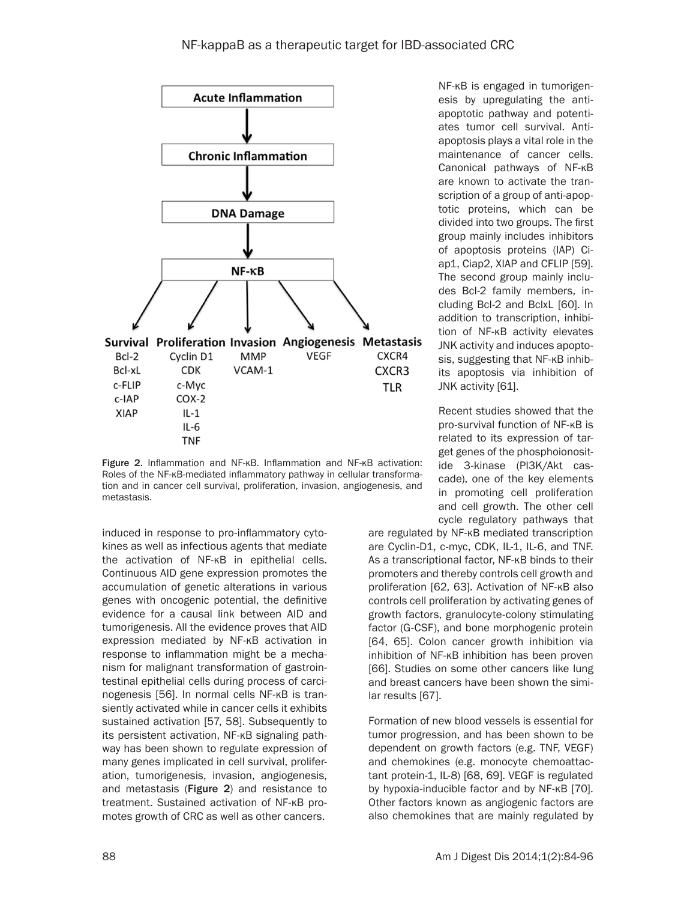**Acute Inflammation** → **Chronic Inflammation** → **DNA Damage** → **NF-κB** →

- **Survival**: Bcl-2, Bcl-xL, c-FLIP, c-IAP, XIAP
- **Proliferation**: Cyclin D1, CDK, c-Myc, COX-2, IL-1, IL-6, TNF
- **Invasion**: MMP, VCAM-1
- **Angiogenesis**: VEGF
- **Metastasis**: CXCR4, CXCR3, TLR

**Figure 2.** Inflammation and NF-κB. Inflammation and NF-κB activation: Roles of the NF-κB-mediated inflammatory pathway in cellular transformation and in cancer cell survival, proliferation, invasion, angiogenesis, and metastasis.

induced in response to pro-inflammatory cytokines as well as infectious agents that mediate the activation of NF-κB in epithelial cells. Continuous AID gene expression promotes the accumulation of genetic alterations in various genes with oncogenic potential, the definitive evidence for a causal link between AID and tumorigenesis. All the evidence proves that AID expression mediated by NF-κB activation in response to inflammation might be a mechanism for malignant transformation of gastrointestinal epithelial cells during process of carcinogenesis [56]. In normal cells NF-κB is transiently activated while in cancer cells it exhibits sustained activation [57, 58]. Subsequently to its persistent activation, NF-κB signaling pathway has been shown to regulate expression of many genes implicated in cell survival, proliferation, tumorigenesis, invasion, angiogenesis, and metastasis (**Figure 2**) and resistance to treatment. Sustained activation of NF-κB promotes growth of CRC as well as other cancers.

NF-κB is engaged in tumorigenesis by upregulating the antiapoptotic pathway and potentiates tumor cell survival. Antiapoptosis plays a vital role in the maintenance of cancer cells. Canonical pathways of NF-κB are known to activate the transcription of a group of anti-apoptotic proteins, which can be divided into two groups. The first group mainly includes inhibitors of apoptosis proteins (IAP) Ciap1, Ciap2, XIAP and CFLIP [59]. The second group mainly includes Bcl-2 family members, including Bcl-2 and BclxL [60]. In addition to transcription, inhibition of NF-κB activity elevates JNK activity and induces apoptosis, suggesting that NF-κB inhibits apoptosis via inhibition of JNK activity [61].

Recent studies showed that the pro-survival function of NF-κB is related to its expression of target genes of the phosphoinositide 3-kinase (PI3K/Akt cascade), one of the key elements in promoting cell proliferation and cell growth. The other cell cycle regulatory pathways that are regulated by NF-κB mediated transcription are Cyclin-D1, c-myc, CDK, IL-1, IL-6, and TNF. As a transcriptional factor, NF-κB binds to their promoters and thereby controls cell growth and proliferation [62, 63]. Activation of NF-κB also controls cell proliferation by activating genes of growth factors, granulocyte-colony stimulating factor (G-CSF), and bone morphogenic protein [64, 65]. Colon cancer growth inhibition via inhibition of NF-κB inhibition has been proven [66]. Studies on some other cancers like lung and breast cancers have been shown the similar results [67].

Formation of new blood vessels is essential for tumor progression, and has been shown to be dependent on growth factors (e.g. TNF, VEGF) and chemokines (e.g. monocyte chemoattactant protein-1, IL-8) [68, 69]. VEGF is regulated by hypoxia-inducible factor and by NF-κB [70]. Other factors known as angiogenic factors are also chemokines that are mainly regulated by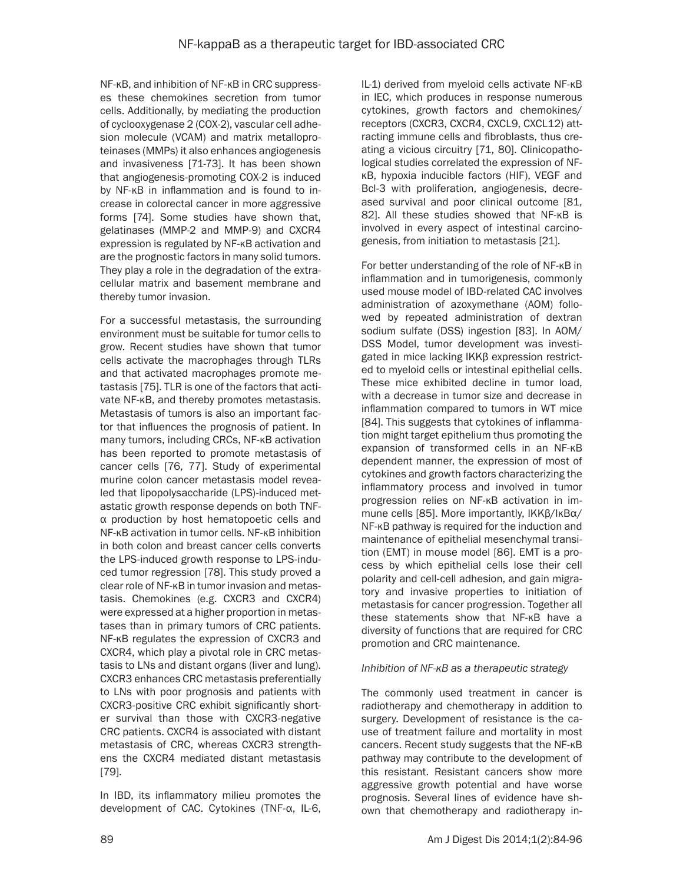NF-κB, and inhibition of NF-κB in CRC suppresses these chemokines secretion from tumor cells. Additionally, by mediating the production of cyclooxygenase 2 (COX-2), vascular cell adhesion molecule (VCAM) and matrix metalloproteinases (MMPs) it also enhances angiogenesis and invasiveness [71-73]. It has been shown that angiogenesis-promoting COX-2 is induced by NF-κB in inflammation and is found to increase in colorectal cancer in more aggressive forms [74]. Some studies have shown that, gelatinases (MMP-2 and MMP-9) and CXCR4 expression is regulated by NF-κB activation and are the prognostic factors in many solid tumors. They play a role in the degradation of the extracellular matrix and basement membrane and thereby tumor invasion.

For a successful metastasis, the surrounding environment must be suitable for tumor cells to grow. Recent studies have shown that tumor cells activate the macrophages through TLRs and that activated macrophages promote metastasis [75]. TLR is one of the factors that activate NF-κB, and thereby promotes metastasis. Metastasis of tumors is also an important factor that influences the prognosis of patient. In many tumors, including CRCs, NF-κB activation has been reported to promote metastasis of cancer cells [76, 77]. Study of experimental murine colon cancer metastasis model revealed that lipopolysaccharide (LPS)-induced metastatic growth response depends on both TNF-α production by host hematopoetic cells and NF-κB activation in tumor cells. NF-κB inhibition in both colon and breast cancer cells converts the LPS-induced growth response to LPS-induced tumor regression [78]. This study proved a clear role of NF-κB in tumor invasion and metastasis. Chemokines (e.g. CXCR3 and CXCR4) were expressed at a higher proportion in metastases than in primary tumors of CRC patients. NF-κB regulates the expression of CXCR3 and CXCR4, which play a pivotal role in CRC metastasis to LNs and distant organs (liver and lung). CXCR3 enhances CRC metastasis preferentially to LNs with poor prognosis and patients with CXCR3-positive CRC exhibit significantly shorter survival than those with CXCR3-negative CRC patients. CXCR4 is associated with distant metastasis of CRC, whereas CXCR3 strengthens the CXCR4 mediated distant metastasis [79].

In IBD, its inflammatory milieu promotes the development of CAC. Cytokines (TNF-α, IL-6, IL-1) derived from myeloid cells activate NF-κB in IEC, which produces in response numerous cytokines, growth factors and chemokines/receptors (CXCR3, CXCR4, CXCL9, CXCL12) attracting immune cells and fibroblasts, thus creating a vicious circuitry [71, 80]. Clinicopathological studies correlated the expression of NF-κB, hypoxia inducible factors (HIF), VEGF and Bcl-3 with proliferation, angiogenesis, decreased survival and poor clinical outcome [81, 82]. All these studies showed that NF-κB is involved in every aspect of intestinal carcinogenesis, from initiation to metastasis [21].

For better understanding of the role of NF-κB in inflammation and in tumorigenesis, commonly used mouse model of IBD-related CAC involves administration of azoxymethane (AOM) followed by repeated administration of dextran sodium sulfate (DSS) ingestion [83]. In AOM/DSS Model, tumor development was investigated in mice lacking IKKβ expression restricted to myeloid cells or intestinal epithelial cells. These mice exhibited decline in tumor load, with a decrease in tumor size and decrease in inflammation compared to tumors in WT mice [84]. This suggests that cytokines of inflammation might target epithelium thus promoting the expansion of transformed cells in an NF-κB dependent manner, the expression of most of cytokines and growth factors characterizing the inflammatory process and involved in tumor progression relies on NF-κB activation in immune cells [85]. More importantly, IKKβ/IκBα/NF-κB pathway is required for the induction and maintenance of epithelial mesenchymal transition (EMT) in mouse model [86]. EMT is a process by which epithelial cells lose their cell polarity and cell-cell adhesion, and gain migratory and invasive properties to initiation of metastasis for cancer progression. Together all these statements show that NF-κB have a diversity of functions that are required for CRC promotion and CRC maintenance.

*Inhibition of NF-κB as a therapeutic strategy*

The commonly used treatment in cancer is radiotherapy and chemotherapy in addition to surgery. Development of resistance is the cause of treatment failure and mortality in most cancers. Recent study suggests that the NF-κB pathway may contribute to the development of this resistant. Resistant cancers show more aggressive growth potential and have worse prognosis. Several lines of evidence have shown that chemotherapy and radiotherapy in-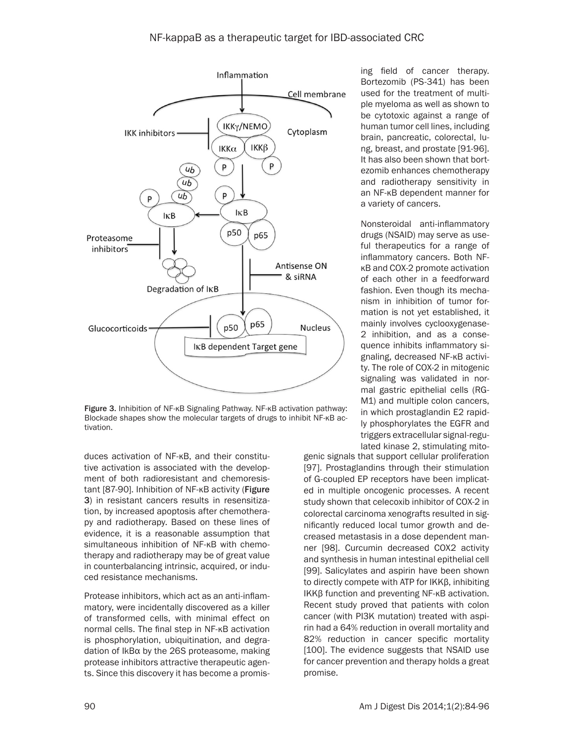Figure 3. Inhibition of NF-κB Signaling Pathway. NF-κB activation pathway: Blockade shapes show the molecular targets of drugs to inhibit NF-κB activation.

duces activation of NF-κB, and their constitutive activation is associated with the development of both radioresistant and chemoresistant [87-90]. Inhibition of NF-κB activity (**Figure 3**) in resistant cancers results in resensitization, by increased apoptosis after chemotherapy and radiotherapy. Based on these lines of evidence, it is a reasonable assumption that simultaneous inhibition of NF-κB with chemotherapy and radiotherapy may be of great value in counterbalancing intrinsic, acquired, or induced resistance mechanisms.

Protease inhibitors, which act as an anti-inflammatory, were incidentally discovered as a killer of transformed cells, with minimal effect on normal cells. The final step in NF-κB activation is phosphorylation, ubiquitination, and degradation of IκBα by the 26S proteasome, making protease inhibitors attractive therapeutic agents. Since this discovery it has become a promising field of cancer therapy. Bortezomib (PS-341) has been used for the treatment of multiple myeloma as well as shown to be cytotoxic against a range of human tumor cell lines, including brain, pancreatic, colorectal, lung, breast, and prostate [91-96]. It has also been shown that bortezomib enhances chemotherapy and radiotherapy sensitivity in an NF-κB dependent manner for a variety of cancers.

Nonsteroidal anti-inflammatory drugs (NSAID) may serve as useful therapeutics for a range of inflammatory cancers. Both NF-κB and COX-2 promote activation of each other in a feedforward fashion. Even though its mechanism in inhibition of tumor formation is not yet established, it mainly involves cyclooxygenase-2 inhibition, and as a consequence inhibits inflammatory signaling, decreased NF-κB activity. The role of COX-2 in mitogenic signaling was validated in normal gastric epithelial cells (RG-M1) and multiple colon cancers, in which prostaglandin E2 rapidly phosphorylates the EGFR and triggers extracellular signal-regulated kinase 2, stimulating mitogenic signals that support cellular proliferation [97]. Prostaglandins through their stimulation of G-coupled EP receptors have been implicated in multiple oncogenic processes. A recent study shown that celecoxib inhibitor of COX-2 in colorectal carcinoma xenografts resulted in significantly reduced local tumor growth and decreased metastasis in a dose dependent manner [98]. Curcumin decreased COX2 activity and synthesis in human intestinal epithelial cell [99]. Salicylates and aspirin have been shown to directly compete with ATP for IKKβ, inhibiting IKKβ function and preventing NF-κB activation. Recent study proved that patients with colon cancer (with PI3K mutation) treated with aspirin had a 64% reduction in overall mortality and 82% reduction in cancer specific mortality [100]. The evidence suggests that NSAID use for cancer prevention and therapy holds a great promise.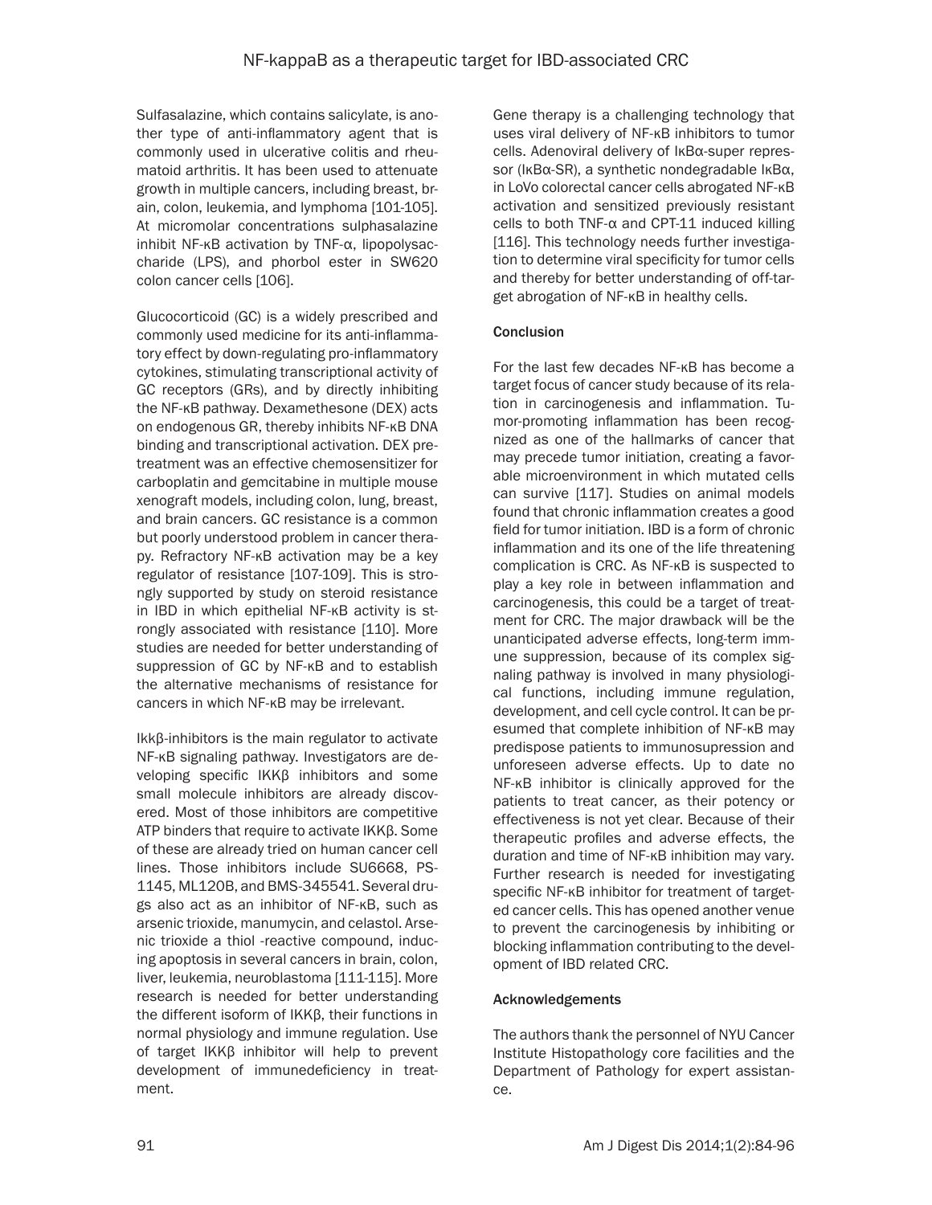Sulfasalazine, which contains salicylate, is another type of anti-inflammatory agent that is commonly used in ulcerative colitis and rheumatoid arthritis. It has been used to attenuate growth in multiple cancers, including breast, brain, colon, leukemia, and lymphoma [101-105]. At micromolar concentrations sulphasalazine inhibit NF-κB activation by TNF-α, lipopolysaccharide (LPS), and phorbol ester in SW620 colon cancer cells [106].

Glucocorticoid (GC) is a widely prescribed and commonly used medicine for its anti-inflammatory effect by down-regulating pro-inflammatory cytokines, stimulating transcriptional activity of GC receptors (GRs), and by directly inhibiting the NF-κB pathway. Dexamethesone (DEX) acts on endogenous GR, thereby inhibits NF-κB DNA binding and transcriptional activation. DEX pretreatment was an effective chemosensitizer for carboplatin and gemcitabine in multiple mouse xenograft models, including colon, lung, breast, and brain cancers. GC resistance is a common but poorly understood problem in cancer therapy. Refractory NF-κB activation may be a key regulator of resistance [107-109]. This is strongly supported by study on steroid resistance in IBD in which epithelial NF-κB activity is strongly associated with resistance [110]. More studies are needed for better understanding of suppression of GC by NF-κB and to establish the alternative mechanisms of resistance for cancers in which NF-κB may be irrelevant.

Ikkβ-inhibitors is the main regulator to activate NF-κB signaling pathway. Investigators are developing specific IKKβ inhibitors and some small molecule inhibitors are already discovered. Most of those inhibitors are competitive ATP binders that require to activate IKKβ. Some of these are already tried on human cancer cell lines. Those inhibitors include SU6668, PS-1145, ML120B, and BMS-345541. Several drugs also act as an inhibitor of NF-κB, such as arsenic trioxide, manumycin, and celastol. Arsenic trioxide a thiol -reactive compound, inducing apoptosis in several cancers in brain, colon, liver, leukemia, neuroblastoma [111-115]. More research is needed for better understanding the different isoform of IKKβ, their functions in normal physiology and immune regulation. Use of target IKKβ inhibitor will help to prevent development of immunedeficiency in treatment.

Gene therapy is a challenging technology that uses viral delivery of NF-κB inhibitors to tumor cells. Adenoviral delivery of IκBα-super repressor (IκBα-SR), a synthetic nondegradable IκBα, in LoVo colorectal cancer cells abrogated NF-κB activation and sensitized previously resistant cells to both TNF-α and CPT-11 induced killing [116]. This technology needs further investigation to determine viral specificity for tumor cells and thereby for better understanding of off-target abrogation of NF-κB in healthy cells.

## Conclusion

For the last few decades NF-κB has become a target focus of cancer study because of its relation in carcinogenesis and inflammation. Tumor-promoting inflammation has been recognized as one of the hallmarks of cancer that may precede tumor initiation, creating a favorable microenvironment in which mutated cells can survive [117]. Studies on animal models found that chronic inflammation creates a good field for tumor initiation. IBD is a form of chronic inflammation and its one of the life threatening complication is CRC. As NF-κB is suspected to play a key role in between inflammation and carcinogenesis, this could be a target of treatment for CRC. The major drawback will be the unanticipated adverse effects, long-term immune suppression, because of its complex signaling pathway is involved in many physiological functions, including immune regulation, development, and cell cycle control. It can be presumed that complete inhibition of NF-κB may predispose patients to immunosupression and unforeseen adverse effects. Up to date no NF-κB inhibitor is clinically approved for the patients to treat cancer, as their potency or effectiveness is not yet clear. Because of their therapeutic profiles and adverse effects, the duration and time of NF-κB inhibition may vary. Further research is needed for investigating specific NF-κB inhibitor for treatment of targeted cancer cells. This has opened another venue to prevent the carcinogenesis by inhibiting or blocking inflammation contributing to the development of IBD related CRC.

## Acknowledgements

The authors thank the personnel of NYU Cancer Institute Histopathology core facilities and the Department of Pathology for expert assistance.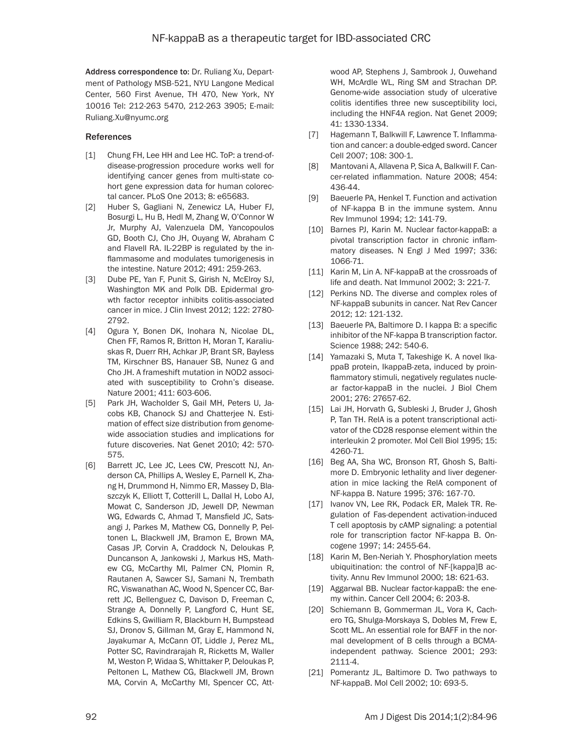**Address correspondence to:** Dr. Ruliang Xu, Department of Pathology MSB-521, NYU Langone Medical Center, 560 First Avenue, TH 470, New York, NY 10016 Tel: 212-263 5470, 212-263 3905; E-mail: Ruliang.Xu@nyumc.org

## References

[1] Chung FH, Lee HH and Lee HC. ToP: a trend-of-disease-progression procedure works well for identifying cancer genes from multi-state cohort gene expression data for human colorectal cancer. PLoS One 2013; 8: e65683.

[2] Huber S, Gagliani N, Zenewicz LA, Huber FJ, Bosurgi L, Hu B, Hedl M, Zhang W, O'Connor W Jr, Murphy AJ, Valenzuela DM, Yancopoulos GD, Booth CJ, Cho JH, Ouyang W, Abraham C and Flavell RA. IL-22BP is regulated by the inflammasome and modulates tumorigenesis in the intestine. Nature 2012; 491: 259-263.

[3] Dube PE, Yan F, Punit S, Girish N, McElroy SJ, Washington MK and Polk DB. Epidermal growth factor receptor inhibits colitis-associated cancer in mice. J Clin Invest 2012; 122: 2780-2792.

[4] Ogura Y, Bonen DK, Inohara N, Nicolae DL, Chen FF, Ramos R, Britton H, Moran T, Karaliuskas R, Duerr RH, Achkar JP, Brant SR, Bayless TM, Kirschner BS, Hanauer SB, Nunez G and Cho JH. A frameshift mutation in NOD2 associated with susceptibility to Crohn's disease. Nature 2001; 411: 603-606.

[5] Park JH, Wacholder S, Gail MH, Peters U, Jacobs KB, Chanock SJ and Chatterjee N. Estimation of effect size distribution from genome-wide association studies and implications for future discoveries. Nat Genet 2010; 42: 570-575.

[6] Barrett JC, Lee JC, Lees CW, Prescott NJ, Anderson CA, Phillips A, Wesley E, Parnell K, Zhang H, Drummond H, Nimmo ER, Massey D, Blaszczyk K, Elliott T, Cotterill L, Dallal H, Lobo AJ, Mowat C, Sanderson JD, Jewell DP, Newman WG, Edwards C, Ahmad T, Mansfield JC, Satsangi J, Parkes M, Mathew CG, Donnelly P, Peltonen L, Blackwell JM, Bramon E, Brown MA, Casas JP, Corvin A, Craddock N, Deloukas P, Duncanson A, Jankowski J, Markus HS, Mathew CG, McCarthy MI, Palmer CN, Plomin R, Rautanen A, Sawcer SJ, Samani N, Trembath RC, Viswanathan AC, Wood N, Spencer CC, Barrett JC, Bellenguez C, Davison D, Freeman C, Strange A, Donnelly P, Langford C, Hunt SE, Edkins S, Gwilliam R, Blackburn H, Bumpstead SJ, Dronov S, Gillman M, Gray E, Hammond N, Jayakumar A, McCann OT, Liddle J, Perez ML, Potter SC, Ravindrarajah R, Ricketts M, Waller M, Weston P, Widaa S, Whittaker P, Deloukas P, Peltonen L, Mathew CG, Blackwell JM, Brown MA, Corvin A, McCarthy MI, Spencer CC, Attwood AP, Stephens J, Sambrook J, Ouwehand WH, McArdle WL, Ring SM and Strachan DP. Genome-wide association study of ulcerative colitis identifies three new susceptibility loci, including the HNF4A region. Nat Genet 2009; 41: 1330-1334.

[7] Hagemann T, Balkwill F, Lawrence T. Inflammation and cancer: a double-edged sword. Cancer Cell 2007; 108: 300-1.

[8] Mantovani A, Allavena P, Sica A, Balkwill F. Cancer-related inflammation. Nature 2008; 454: 436-44.

[9] Baeuerle PA, Henkel T. Function and activation of NF-kappa B in the immune system. Annu Rev Immunol 1994; 12: 141-79.

[10] Barnes PJ, Karin M. Nuclear factor-kappaB: a pivotal transcription factor in chronic inflammatory diseases. N Engl J Med 1997; 336: 1066-71.

[11] Karin M, Lin A. NF-kappaB at the crossroads of life and death. Nat Immunol 2002; 3: 221-7.

[12] Perkins ND. The diverse and complex roles of NF-kappaB subunits in cancer. Nat Rev Cancer 2012; 12: 121-132.

[13] Baeuerle PA, Baltimore D. I kappa B: a specific inhibitor of the NF-kappa B transcription factor. Science 1988; 242: 540-6.

[14] Yamazaki S, Muta T, Takeshige K. A novel IkappaB protein, IkappaB-zeta, induced by proinflammatory stimuli, negatively regulates nuclear factor-kappaB in the nuclei. J Biol Chem 2001; 276: 27657-62.

[15] Lai JH, Horvath G, Subleski J, Bruder J, Ghosh P, Tan TH. RelA is a potent transcriptional activator of the CD28 response element within the interleukin 2 promoter. Mol Cell Biol 1995; 15: 4260-71.

[16] Beg AA, Sha WC, Bronson RT, Ghosh S, Baltimore D. Embryonic lethality and liver degeneration in mice lacking the RelA component of NF-kappa B. Nature 1995; 376: 167-70.

[17] Ivanov VN, Lee RK, Podack ER, Malek TR. Regulation of Fas-dependent activation-induced T cell apoptosis by cAMP signaling: a potential role for transcription factor NF-kappa B. Oncogene 1997; 14: 2455-64.

[18] Karin M, Ben-Neriah Y. Phosphorylation meets ubiquitination: the control of NF-[kappa]B activity. Annu Rev Immunol 2000; 18: 621-63.

[19] Aggarwal BB. Nuclear factor-kappaB: the enemy within. Cancer Cell 2004; 6: 203-8.

[20] Schiemann B, Gommerman JL, Vora K, Cachero TG, Shulga-Morskaya S, Dobles M, Frew E, Scott ML. An essential role for BAFF in the normal development of B cells through a BCMA-independent pathway. Science 2001; 293: 2111-4.

[21] Pomerantz JL, Baltimore D. Two pathways to NF-kappaB. Mol Cell 2002; 10: 693-5.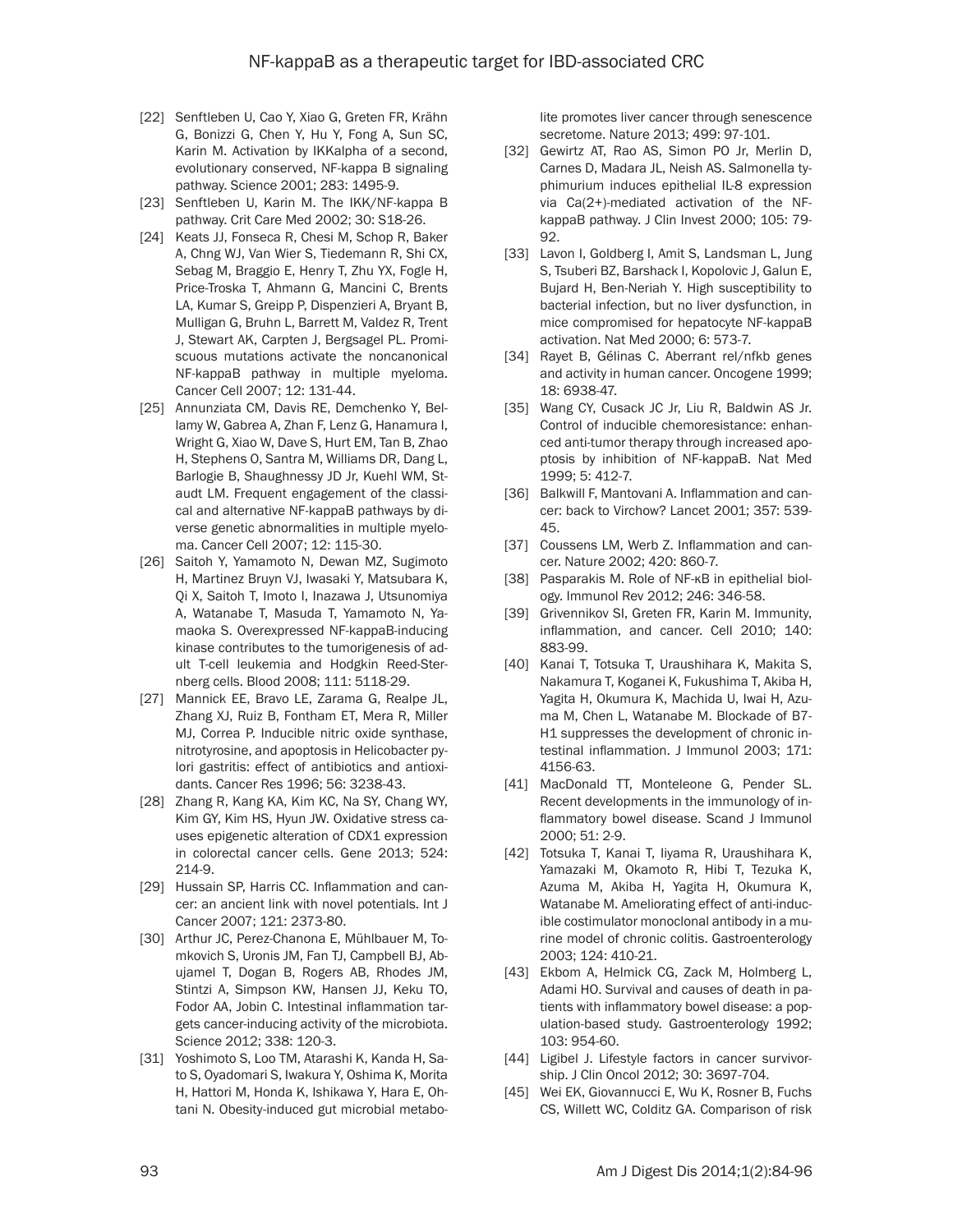[22] Senftleben U, Cao Y, Xiao G, Greten FR, Krähn G, Bonizzi G, Chen Y, Hu Y, Fong A, Sun SC, Karin M. Activation by IKKalpha of a second, evolutionary conserved, NF-kappa B signaling pathway. Science 2001; 283: 1495-9.

[23] Senftleben U, Karin M. The IKK/NF-kappa B pathway. Crit Care Med 2002; 30: S18-26.

[24] Keats JJ, Fonseca R, Chesi M, Schop R, Baker A, Chng WJ, Van Wier S, Tiedemann R, Shi CX, Sebag M, Braggio E, Henry T, Zhu YX, Fogle H, Price-Troska T, Ahmann G, Mancini C, Brents LA, Kumar S, Greipp P, Dispenzieri A, Bryant B, Mulligan G, Bruhn L, Barrett M, Valdez R, Trent J, Stewart AK, Carpten J, Bergsagel PL. Promiscuous mutations activate the noncanonical NF-kappaB pathway in multiple myeloma. Cancer Cell 2007; 12: 131-44.

[25] Annunziata CM, Davis RE, Demchenko Y, Bellamy W, Gabrea A, Zhan F, Lenz G, Hanamura I, Wright G, Xiao W, Dave S, Hurt EM, Tan B, Zhao H, Stephens O, Santra M, Williams DR, Dang L, Barlogie B, Shaughnessy JD Jr, Kuehl WM, Staudt LM. Frequent engagement of the classical and alternative NF-kappaB pathways by diverse genetic abnormalities in multiple myeloma. Cancer Cell 2007; 12: 115-30.

[26] Saitoh Y, Yamamoto N, Dewan MZ, Sugimoto H, Martinez Bruyn VJ, Iwasaki Y, Matsubara K, Qi X, Saitoh T, Imoto I, Inazawa J, Utsunomiya A, Watanabe T, Masuda T, Yamamoto N, Yamaoka S. Overexpressed NF-kappaB-inducing kinase contributes to the tumorigenesis of adult T-cell leukemia and Hodgkin Reed-Sternberg cells. Blood 2008; 111: 5118-29.

[27] Mannick EE, Bravo LE, Zarama G, Realpe JL, Zhang XJ, Ruiz B, Fontham ET, Mera R, Miller MJ, Correa P. Inducible nitric oxide synthase, nitrotyrosine, and apoptosis in Helicobacter pylori gastritis: effect of antibiotics and antioxidants. Cancer Res 1996; 56: 3238-43.

[28] Zhang R, Kang KA, Kim KC, Na SY, Chang WY, Kim GY, Kim HS, Hyun JW. Oxidative stress causes epigenetic alteration of CDX1 expression in colorectal cancer cells. Gene 2013; 524: 214-9.

[29] Hussain SP, Harris CC. Inflammation and cancer: an ancient link with novel potentials. Int J Cancer 2007; 121: 2373-80.

[30] Arthur JC, Perez-Chanona E, Mühlbauer M, Tomkovich S, Uronis JM, Fan TJ, Campbell BJ, Abujamel T, Dogan B, Rogers AB, Rhodes JM, Stintzi A, Simpson KW, Hansen JJ, Keku TO, Fodor AA, Jobin C. Intestinal inflammation targets cancer-inducing activity of the microbiota. Science 2012; 338: 120-3.

[31] Yoshimoto S, Loo TM, Atarashi K, Kanda H, Sato S, Oyadomari S, Iwakura Y, Oshima K, Morita H, Hattori M, Honda K, Ishikawa Y, Hara E, Ohtani N. Obesity-induced gut microbial metabolite promotes liver cancer through senescence secretome. Nature 2013; 499: 97-101.

[32] Gewirtz AT, Rao AS, Simon PO Jr, Merlin D, Carnes D, Madara JL, Neish AS. Salmonella typhimurium induces epithelial IL-8 expression via Ca(2+)-mediated activation of the NF-kappaB pathway. J Clin Invest 2000; 105: 79-92.

[33] Lavon I, Goldberg I, Amit S, Landsman L, Jung S, Tsuberi BZ, Barshack I, Kopolovic J, Galun E, Bujard H, Ben-Neriah Y. High susceptibility to bacterial infection, but no liver dysfunction, in mice compromised for hepatocyte NF-kappaB activation. Nat Med 2000; 6: 573-7.

[34] Rayet B, Gélinas C. Aberrant rel/nfkb genes and activity in human cancer. Oncogene 1999; 18: 6938-47.

[35] Wang CY, Cusack JC Jr, Liu R, Baldwin AS Jr. Control of inducible chemoresistance: enhanced anti-tumor therapy through increased apoptosis by inhibition of NF-kappaB. Nat Med 1999; 5: 412-7.

[36] Balkwill F, Mantovani A. Inflammation and cancer: back to Virchow? Lancet 2001; 357: 539-45.

[37] Coussens LM, Werb Z. Inflammation and cancer. Nature 2002; 420: 860-7.

[38] Pasparakis M. Role of NF-κB in epithelial biology. Immunol Rev 2012; 246: 346-58.

[39] Grivennikov SI, Greten FR, Karin M. Immunity, inflammation, and cancer. Cell 2010; 140: 883-99.

[40] Kanai T, Totsuka T, Uraushihara K, Makita S, Nakamura T, Koganei K, Fukushima T, Akiba H, Yagita H, Okumura K, Machida U, Iwai H, Azuma M, Chen L, Watanabe M. Blockade of B7-H1 suppresses the development of chronic intestinal inflammation. J Immunol 2003; 171: 4156-63.

[41] MacDonald TT, Monteleone G, Pender SL. Recent developments in the immunology of inflammatory bowel disease. Scand J Immunol 2000; 51: 2-9.

[42] Totsuka T, Kanai T, Iiyama R, Uraushihara K, Yamazaki M, Okamoto R, Hibi T, Tezuka K, Azuma M, Akiba H, Yagita H, Okumura K, Watanabe M. Ameliorating effect of anti-inducible costimulator monoclonal antibody in a murine model of chronic colitis. Gastroenterology 2003; 124: 410-21.

[43] Ekbom A, Helmick CG, Zack M, Holmberg L, Adami HO. Survival and causes of death in patients with inflammatory bowel disease: a population-based study. Gastroenterology 1992; 103: 954-60.

[44] Ligibel J. Lifestyle factors in cancer survivorship. J Clin Oncol 2012; 30: 3697-704.

[45] Wei EK, Giovannucci E, Wu K, Rosner B, Fuchs CS, Willett WC, Colditz GA. Comparison of risk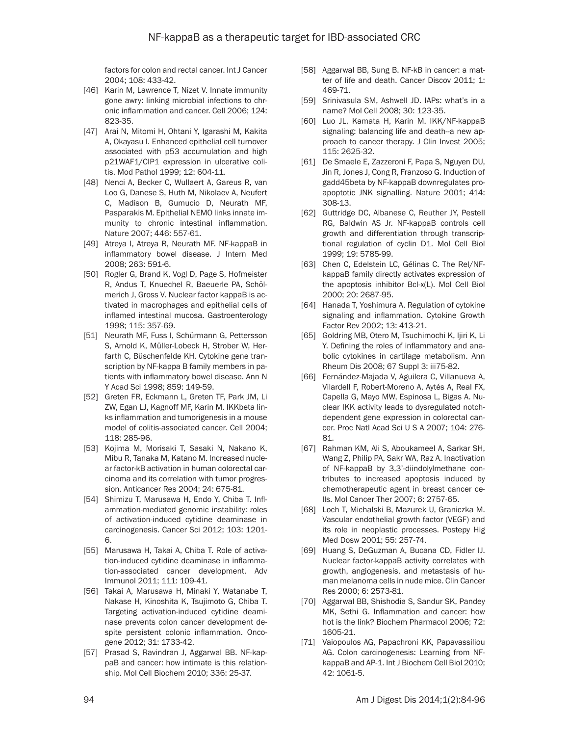factors for colon and rectal cancer. Int J Cancer 2004; 108: 433-42.

[46] Karin M, Lawrence T, Nizet V. Innate immunity gone awry: linking microbial infections to chronic inflammation and cancer. Cell 2006; 124: 823-35.

[47] Arai N, Mitomi H, Ohtani Y, Igarashi M, Kakita A, Okayasu I. Enhanced epithelial cell turnover associated with p53 accumulation and high p21WAF1/CIP1 expression in ulcerative colitis. Mod Pathol 1999; 12: 604-11.

[48] Nenci A, Becker C, Wullaert A, Gareus R, van Loo G, Danese S, Huth M, Nikolaev A, Neufert C, Madison B, Gumucio D, Neurath MF, Pasparakis M. Epithelial NEMO links innate immunity to chronic intestinal inflammation. Nature 2007; 446: 557-61.

[49] Atreya I, Atreya R, Neurath MF. NF-kappaB in inflammatory bowel disease. J Intern Med 2008; 263: 591-6.

[50] Rogler G, Brand K, Vogl D, Page S, Hofmeister R, Andus T, Knuechel R, Baeuerle PA, Schölmerich J, Gross V. Nuclear factor kappaB is activated in macrophages and epithelial cells of inflamed intestinal mucosa. Gastroenterology 1998; 115: 357-69.

[51] Neurath MF, Fuss I, Schürmann G, Pettersson S, Arnold K, Müller-Lobeck H, Strober W, Herfarth C, Büschenfelde KH. Cytokine gene transcription by NF-kappa B family members in patients with inflammatory bowel disease. Ann N Y Acad Sci 1998; 859: 149-59.

[52] Greten FR, Eckmann L, Greten TF, Park JM, Li ZW, Egan LJ, Kagnoff MF, Karin M. IKKbeta links inflammation and tumorigenesis in a mouse model of colitis-associated cancer. Cell 2004; 118: 285-96.

[53] Kojima M, Morisaki T, Sasaki N, Nakano K, Mibu R, Tanaka M, Katano M. Increased nuclear factor-kB activation in human colorectal carcinoma and its correlation with tumor progression. Anticancer Res 2004; 24: 675-81.

[54] Shimizu T, Marusawa H, Endo Y, Chiba T. Inflammation-mediated genomic instability: roles of activation-induced cytidine deaminase in carcinogenesis. Cancer Sci 2012; 103: 1201-6.

[55] Marusawa H, Takai A, Chiba T. Role of activation-induced cytidine deaminase in inflammation-associated cancer development. Adv Immunol 2011; 111: 109-41.

[56] Takai A, Marusawa H, Minaki Y, Watanabe T, Nakase H, Kinoshita K, Tsujimoto G, Chiba T. Targeting activation-induced cytidine deaminase prevents colon cancer development despite persistent colonic inflammation. Oncogene 2012; 31: 1733-42.

[57] Prasad S, Ravindran J, Aggarwal BB. NF-kappaB and cancer: how intimate is this relationship. Mol Cell Biochem 2010; 336: 25-37.

[58] Aggarwal BB, Sung B. NF-kB in cancer: a matter of life and death. Cancer Discov 2011; 1: 469-71.

[59] Srinivasula SM, Ashwell JD. IAPs: what's in a name? Mol Cell 2008; 30: 123-35.

[60] Luo JL, Kamata H, Karin M. IKK/NF-kappaB signaling: balancing life and death--a new approach to cancer therapy. J Clin Invest 2005; 115: 2625-32.

[61] De Smaele E, Zazzeroni F, Papa S, Nguyen DU, Jin R, Jones J, Cong R, Franzoso G. Induction of gadd45beta by NF-kappaB downregulates pro-apoptotic JNK signalling. Nature 2001; 414: 308-13.

[62] Guttridge DC, Albanese C, Reuther JY, Pestell RG, Baldwin AS Jr. NF-kappaB controls cell growth and differentiation through transcriptional regulation of cyclin D1. Mol Cell Biol 1999; 19: 5785-99.

[63] Chen C, Edelstein LC, Gélinas C. The Rel/NF-kappaB family directly activates expression of the apoptosis inhibitor Bcl-x(L). Mol Cell Biol 2000; 20: 2687-95.

[64] Hanada T, Yoshimura A. Regulation of cytokine signaling and inflammation. Cytokine Growth Factor Rev 2002; 13: 413-21.

[65] Goldring MB, Otero M, Tsuchimochi K, Ijiri K, Li Y. Defining the roles of inflammatory and anabolic cytokines in cartilage metabolism. Ann Rheum Dis 2008; 67 Suppl 3: iii75-82.

[66] Fernández-Majada V, Aguilera C, Villanueva A, Vilardell F, Robert-Moreno A, Aytés A, Real FX, Capella G, Mayo MW, Espinosa L, Bigas A. Nuclear IKK activity leads to dysregulated notch-dependent gene expression in colorectal cancer. Proc Natl Acad Sci U S A 2007; 104: 276-81.

[67] Rahman KM, Ali S, Aboukameel A, Sarkar SH, Wang Z, Philip PA, Sakr WA, Raz A. Inactivation of NF-kappaB by 3,3'-diindolylmethane contributes to increased apoptosis induced by chemotherapeutic agent in breast cancer cells. Mol Cancer Ther 2007; 6: 2757-65.

[68] Loch T, Michalski B, Mazurek U, Graniczka M. Vascular endothelial growth factor (VEGF) and its role in neoplastic processes. Postepy Hig Med Dosw 2001; 55: 257-74.

[69] Huang S, DeGuzman A, Bucana CD, Fidler IJ. Nuclear factor-kappaB activity correlates with growth, angiogenesis, and metastasis of human melanoma cells in nude mice. Clin Cancer Res 2000; 6: 2573-81.

[70] Aggarwal BB, Shishodia S, Sandur SK, Pandey MK, Sethi G. Inflammation and cancer: how hot is the link? Biochem Pharmacol 2006; 72: 1605-21.

[71] Vaiopoulos AG, Papachroni KK, Papavassiliou AG. Colon carcinogenesis: Learning from NF-kappaB and AP-1. Int J Biochem Cell Biol 2010; 42: 1061-5.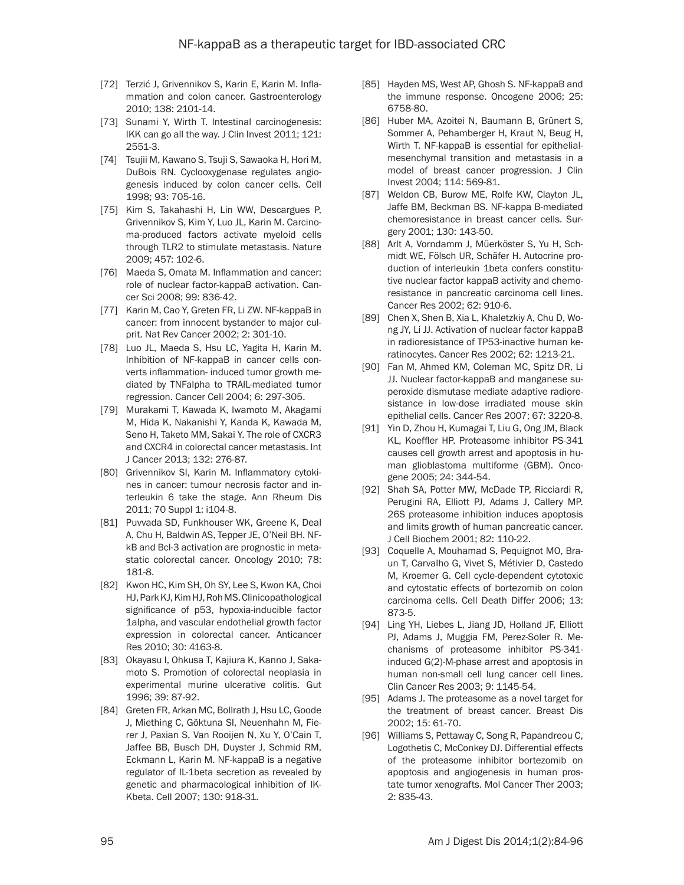[72] Terzić J, Grivennikov S, Karin E, Karin M. Inflammation and colon cancer. Gastroenterology 2010; 138: 2101-14.

[73] Sunami Y, Wirth T. Intestinal carcinogenesis: IKK can go all the way. J Clin Invest 2011; 121: 2551-3.

[74] Tsujii M, Kawano S, Tsuji S, Sawaoka H, Hori M, DuBois RN. Cyclooxygenase regulates angiogenesis induced by colon cancer cells. Cell 1998; 93: 705-16.

[75] Kim S, Takahashi H, Lin WW, Descargues P, Grivennikov S, Kim Y, Luo JL, Karin M. Carcinoma-produced factors activate myeloid cells through TLR2 to stimulate metastasis. Nature 2009; 457: 102-6.

[76] Maeda S, Omata M. Inflammation and cancer: role of nuclear factor-kappaB activation. Cancer Sci 2008; 99: 836-42.

[77] Karin M, Cao Y, Greten FR, Li ZW. NF-kappaB in cancer: from innocent bystander to major culprit. Nat Rev Cancer 2002; 2: 301-10.

[78] Luo JL, Maeda S, Hsu LC, Yagita H, Karin M. Inhibition of NF-kappaB in cancer cells converts inflammation- induced tumor growth mediated by TNFalpha to TRAIL-mediated tumor regression. Cancer Cell 2004; 6: 297-305.

[79] Murakami T, Kawada K, Iwamoto M, Akagami M, Hida K, Nakanishi Y, Kanda K, Kawada M, Seno H, Taketo MM, Sakai Y. The role of CXCR3 and CXCR4 in colorectal cancer metastasis. Int J Cancer 2013; 132: 276-87.

[80] Grivennikov SI, Karin M. Inflammatory cytokines in cancer: tumour necrosis factor and interleukin 6 take the stage. Ann Rheum Dis 2011; 70 Suppl 1: i104-8.

[81] Puvvada SD, Funkhouser WK, Greene K, Deal A, Chu H, Baldwin AS, Tepper JE, O'Neil BH. NF-kB and Bcl-3 activation are prognostic in metastatic colorectal cancer. Oncology 2010; 78: 181-8.

[82] Kwon HC, Kim SH, Oh SY, Lee S, Kwon KA, Choi HJ, Park KJ, Kim HJ, Roh MS. Clinicopathological significance of p53, hypoxia-inducible factor 1alpha, and vascular endothelial growth factor expression in colorectal cancer. Anticancer Res 2010; 30: 4163-8.

[83] Okayasu I, Ohkusa T, Kajiura K, Kanno J, Sakamoto S. Promotion of colorectal neoplasia in experimental murine ulcerative colitis. Gut 1996; 39: 87-92.

[84] Greten FR, Arkan MC, Bollrath J, Hsu LC, Goode J, Miething C, Göktuna SI, Neuenhahn M, Fierer J, Paxian S, Van Rooijen N, Xu Y, O'Cain T, Jaffee BB, Busch DH, Duyster J, Schmid RM, Eckmann L, Karin M. NF-kappaB is a negative regulator of IL-1beta secretion as revealed by genetic and pharmacological inhibition of IKKbeta. Cell 2007; 130: 918-31.

[85] Hayden MS, West AP, Ghosh S. NF-kappaB and the immune response. Oncogene 2006; 25: 6758-80.

[86] Huber MA, Azoitei N, Baumann B, Grünert S, Sommer A, Pehamberger H, Kraut N, Beug H, Wirth T. NF-kappaB is essential for epithelial-mesenchymal transition and metastasis in a model of breast cancer progression. J Clin Invest 2004; 114: 569-81.

[87] Weldon CB, Burow ME, Rolfe KW, Clayton JL, Jaffe BM, Beckman BS. NF-kappa B-mediated chemoresistance in breast cancer cells. Surgery 2001; 130: 143-50.

[88] Arlt A, Vorndamm J, Müerköster S, Yu H, Schmidt WE, Fölsch UR, Schäfer H. Autocrine production of interleukin 1beta confers constitutive nuclear factor kappaB activity and chemoresistance in pancreatic carcinoma cell lines. Cancer Res 2002; 62: 910-6.

[89] Chen X, Shen B, Xia L, Khaletzkiy A, Chu D, Wong JY, Li JJ. Activation of nuclear factor kappaB in radioresistance of TP53-inactive human keratinocytes. Cancer Res 2002; 62: 1213-21.

[90] Fan M, Ahmed KM, Coleman MC, Spitz DR, Li JJ. Nuclear factor-kappaB and manganese superoxide dismutase mediate adaptive radioresistance in low-dose irradiated mouse skin epithelial cells. Cancer Res 2007; 67: 3220-8.

[91] Yin D, Zhou H, Kumagai T, Liu G, Ong JM, Black KL, Koeffler HP. Proteasome inhibitor PS-341 causes cell growth arrest and apoptosis in human glioblastoma multiforme (GBM). Oncogene 2005; 24: 344-54.

[92] Shah SA, Potter MW, McDade TP, Ricciardi R, Perugini RA, Elliott PJ, Adams J, Callery MP. 26S proteasome inhibition induces apoptosis and limits growth of human pancreatic cancer. J Cell Biochem 2001; 82: 110-22.

[93] Coquelle A, Mouhamad S, Pequignot MO, Braun T, Carvalho G, Vivet S, Métivier D, Castedo M, Kroemer G. Cell cycle-dependent cytotoxic and cytostatic effects of bortezomib on colon carcinoma cells. Cell Death Differ 2006; 13: 873-5.

[94] Ling YH, Liebes L, Jiang JD, Holland JF, Elliott PJ, Adams J, Muggia FM, Perez-Soler R. Mechanisms of proteasome inhibitor PS-341-induced G(2)-M-phase arrest and apoptosis in human non-small cell lung cancer cell lines. Clin Cancer Res 2003; 9: 1145-54.

[95] Adams J. The proteasome as a novel target for the treatment of breast cancer. Breast Dis 2002; 15: 61-70.

[96] Williams S, Pettaway C, Song R, Papandreou C, Logothetis C, McConkey DJ. Differential effects of the proteasome inhibitor bortezomib on apoptosis and angiogenesis in human prostate tumor xenografts. Mol Cancer Ther 2003; 2: 835-43.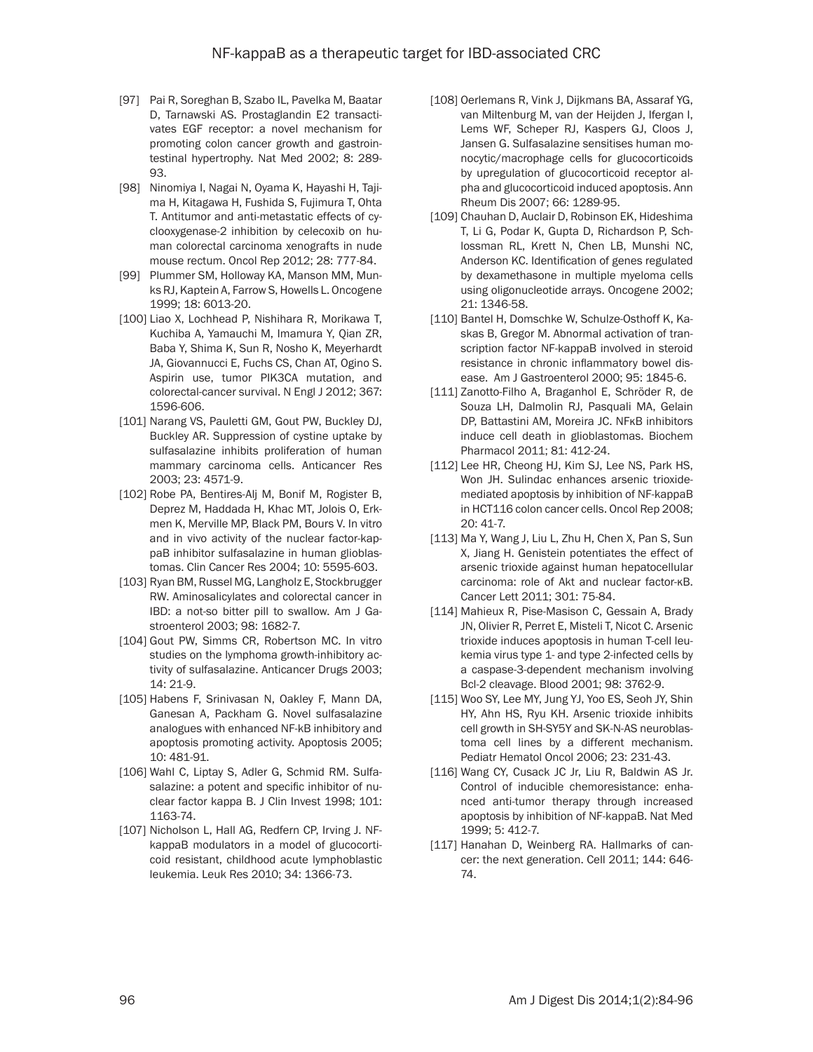[97] Pai R, Soreghan B, Szabo IL, Pavelka M, Baatar D, Tarnawski AS. Prostaglandin E2 transactivates EGF receptor: a novel mechanism for promoting colon cancer growth and gastrointestinal hypertrophy. Nat Med 2002; 8: 289-93.

[98] Ninomiya I, Nagai N, Oyama K, Hayashi H, Tajima H, Kitagawa H, Fushida S, Fujimura T, Ohta T. Antitumor and anti-metastatic effects of cyclooxygenase-2 inhibition by celecoxib on human colorectal carcinoma xenografts in nude mouse rectum. Oncol Rep 2012; 28: 777-84.

[99] Plummer SM, Holloway KA, Manson MM, Munks RJ, Kaptein A, Farrow S, Howells L. Oncogene 1999; 18: 6013-20.

[100] Liao X, Lochhead P, Nishihara R, Morikawa T, Kuchiba A, Yamauchi M, Imamura Y, Qian ZR, Baba Y, Shima K, Sun R, Nosho K, Meyerhardt JA, Giovannucci E, Fuchs CS, Chan AT, Ogino S. Aspirin use, tumor PIK3CA mutation, and colorectal-cancer survival. N Engl J 2012; 367: 1596-606.

[101] Narang VS, Pauletti GM, Gout PW, Buckley DJ, Buckley AR. Suppression of cystine uptake by sulfasalazine inhibits proliferation of human mammary carcinoma cells. Anticancer Res 2003; 23: 4571-9.

[102] Robe PA, Bentires-Alj M, Bonif M, Rogister B, Deprez M, Haddada H, Khac MT, Jolois O, Erkmen K, Merville MP, Black PM, Bours V. In vitro and in vivo activity of the nuclear factor-kappaB inhibitor sulfasalazine in human glioblastomas. Clin Cancer Res 2004; 10: 5595-603.

[103] Ryan BM, Russel MG, Langholz E, Stockbrugger RW. Aminosalicylates and colorectal cancer in IBD: a not-so bitter pill to swallow. Am J Gastroenterol 2003; 98: 1682-7.

[104] Gout PW, Simms CR, Robertson MC. In vitro studies on the lymphoma growth-inhibitory activity of sulfasalazine. Anticancer Drugs 2003; 14: 21-9.

[105] Habens F, Srinivasan N, Oakley F, Mann DA, Ganesan A, Packham G. Novel sulfasalazine analogues with enhanced NF-kB inhibitory and apoptosis promoting activity. Apoptosis 2005; 10: 481-91.

[106] Wahl C, Liptay S, Adler G, Schmid RM. Sulfasalazine: a potent and specific inhibitor of nuclear factor kappa B. J Clin Invest 1998; 101: 1163-74.

[107] Nicholson L, Hall AG, Redfern CP, Irving J. NF-kappaB modulators in a model of glucocorticoid resistant, childhood acute lymphoblastic leukemia. Leuk Res 2010; 34: 1366-73.

[108] Oerlemans R, Vink J, Dijkmans BA, Assaraf YG, van Miltenburg M, van der Heijden J, Ifergan I, Lems WF, Scheper RJ, Kaspers GJ, Cloos J, Jansen G. Sulfasalazine sensitises human monocytic/macrophage cells for glucocorticoids by upregulation of glucocorticoid receptor alpha and glucocorticoid induced apoptosis. Ann Rheum Dis 2007; 66: 1289-95.

[109] Chauhan D, Auclair D, Robinson EK, Hideshima T, Li G, Podar K, Gupta D, Richardson P, Schlossman RL, Krett N, Chen LB, Munshi NC, Anderson KC. Identification of genes regulated by dexamethasone in multiple myeloma cells using oligonucleotide arrays. Oncogene 2002; 21: 1346-58.

[110] Bantel H, Domschke W, Schulze-Osthoff K, Kaskas B, Gregor M. Abnormal activation of transcription factor NF-kappaB involved in steroid resistance in chronic inflammatory bowel disease. Am J Gastroenterol 2000; 95: 1845-6.

[111] Zanotto-Filho A, Braganhol E, Schröder R, de Souza LH, Dalmolin RJ, Pasquali MA, Gelain DP, Battastini AM, Moreira JC. NFκB inhibitors induce cell death in glioblastomas. Biochem Pharmacol 2011; 81: 412-24.

[112] Lee HR, Cheong HJ, Kim SJ, Lee NS, Park HS, Won JH. Sulindac enhances arsenic trioxide-mediated apoptosis by inhibition of NF-kappaB in HCT116 colon cancer cells. Oncol Rep 2008; 20: 41-7.

[113] Ma Y, Wang J, Liu L, Zhu H, Chen X, Pan S, Sun X, Jiang H. Genistein potentiates the effect of arsenic trioxide against human hepatocellular carcinoma: role of Akt and nuclear factor-κB. Cancer Lett 2011; 301: 75-84.

[114] Mahieux R, Pise-Masison C, Gessain A, Brady JN, Olivier R, Perret E, Misteli T, Nicot C. Arsenic trioxide induces apoptosis in human T-cell leukemia virus type 1- and type 2-infected cells by a caspase-3-dependent mechanism involving Bcl-2 cleavage. Blood 2001; 98: 3762-9.

[115] Woo SY, Lee MY, Jung YJ, Yoo ES, Seoh JY, Shin HY, Ahn HS, Ryu KH. Arsenic trioxide inhibits cell growth in SH-SY5Y and SK-N-AS neuroblastoma cell lines by a different mechanism. Pediatr Hematol Oncol 2006; 23: 231-43.

[116] Wang CY, Cusack JC Jr, Liu R, Baldwin AS Jr. Control of inducible chemoresistance: enhanced anti-tumor therapy through increased apoptosis by inhibition of NF-kappaB. Nat Med 1999; 5: 412-7.

[117] Hanahan D, Weinberg RA. Hallmarks of cancer: the next generation. Cell 2011; 144: 646-74.